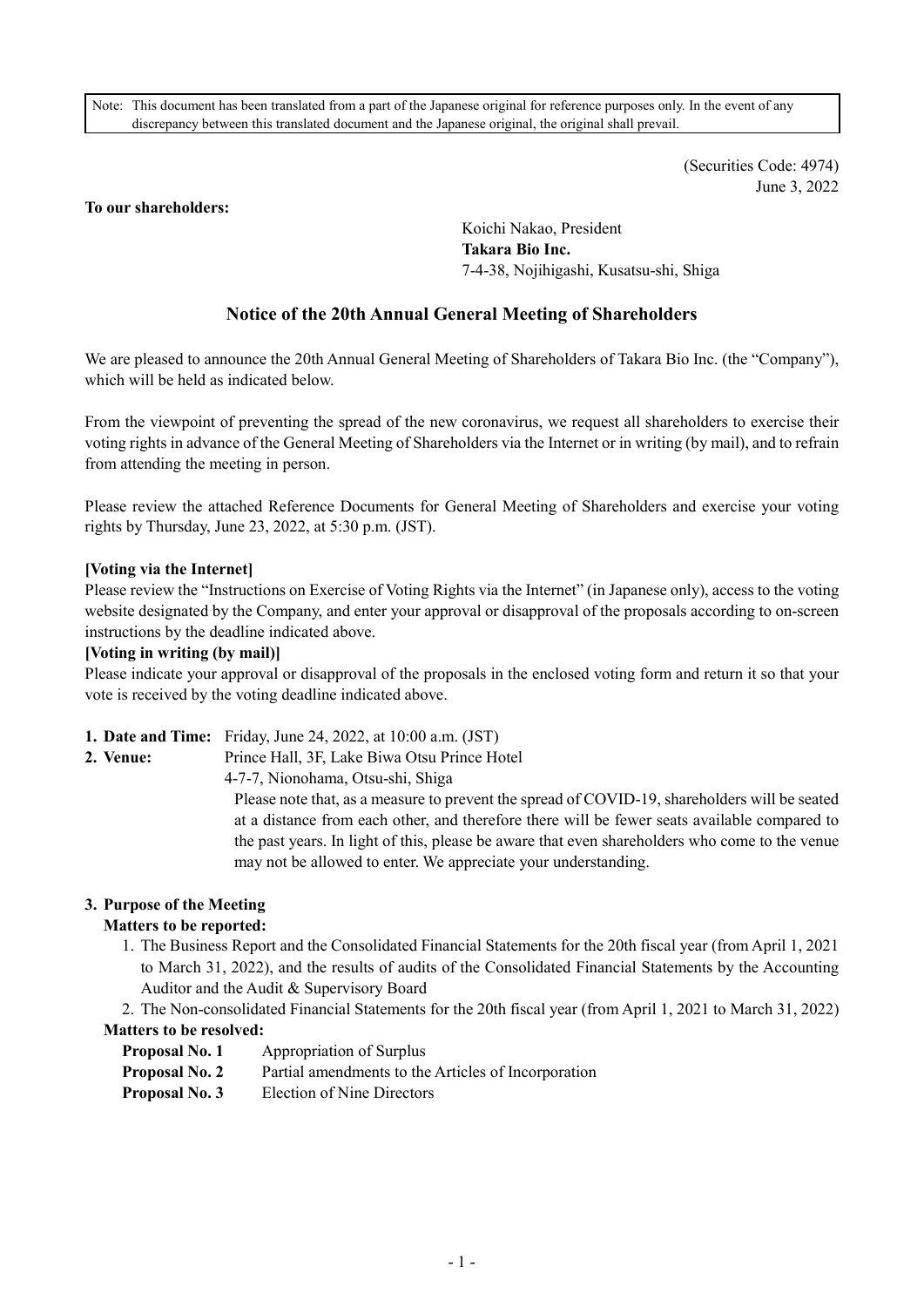Note: This document has been translated from a part of the Japanese original for reference purposes only. In the event of any discrepancy between this translated document and the Japanese original, the original shall prevail.

(Securities Code: 4974)
June 3, 2022

**To our shareholders:**

Koichi Nakao, President
**Takara Bio Inc.**
7-4-38, Nojihigashi, Kusatsu-shi, Shiga

# Notice of the 20th Annual General Meeting of Shareholders

We are pleased to announce the 20th Annual General Meeting of Shareholders of Takara Bio Inc. (the "Company"), which will be held as indicated below.

From the viewpoint of preventing the spread of the new coronavirus, we request all shareholders to exercise their voting rights in advance of the General Meeting of Shareholders via the Internet or in writing (by mail), and to refrain from attending the meeting in person.

Please review the attached Reference Documents for General Meeting of Shareholders and exercise your voting rights by Thursday, June 23, 2022, at 5:30 p.m. (JST).

**[Voting via the Internet]**
Please review the "Instructions on Exercise of Voting Rights via the Internet" (in Japanese only), access to the voting website designated by the Company, and enter your approval or disapproval of the proposals according to on-screen instructions by the deadline indicated above.

**[Voting in writing (by mail)]**
Please indicate your approval or disapproval of the proposals in the enclosed voting form and return it so that your vote is received by the voting deadline indicated above.

**1. Date and Time:** Friday, June 24, 2022, at 10:00 a.m. (JST)

**2. Venue:** Prince Hall, 3F, Lake Biwa Otsu Prince Hotel
4-7-7, Nionohama, Otsu-shi, Shiga
Please note that, as a measure to prevent the spread of COVID-19, shareholders will be seated at a distance from each other, and therefore there will be fewer seats available compared to the past years. In light of this, please be aware that even shareholders who come to the venue may not be allowed to enter. We appreciate your understanding.

**3. Purpose of the Meeting**

**Matters to be reported:**

1. The Business Report and the Consolidated Financial Statements for the 20th fiscal year (from April 1, 2021 to March 31, 2022), and the results of audits of the Consolidated Financial Statements by the Accounting Auditor and the Audit & Supervisory Board
2. The Non-consolidated Financial Statements for the 20th fiscal year (from April 1, 2021 to March 31, 2022)

**Matters to be resolved:**

**Proposal No. 1** Appropriation of Surplus
**Proposal No. 2** Partial amendments to the Articles of Incorporation
**Proposal No. 3** Election of Nine Directors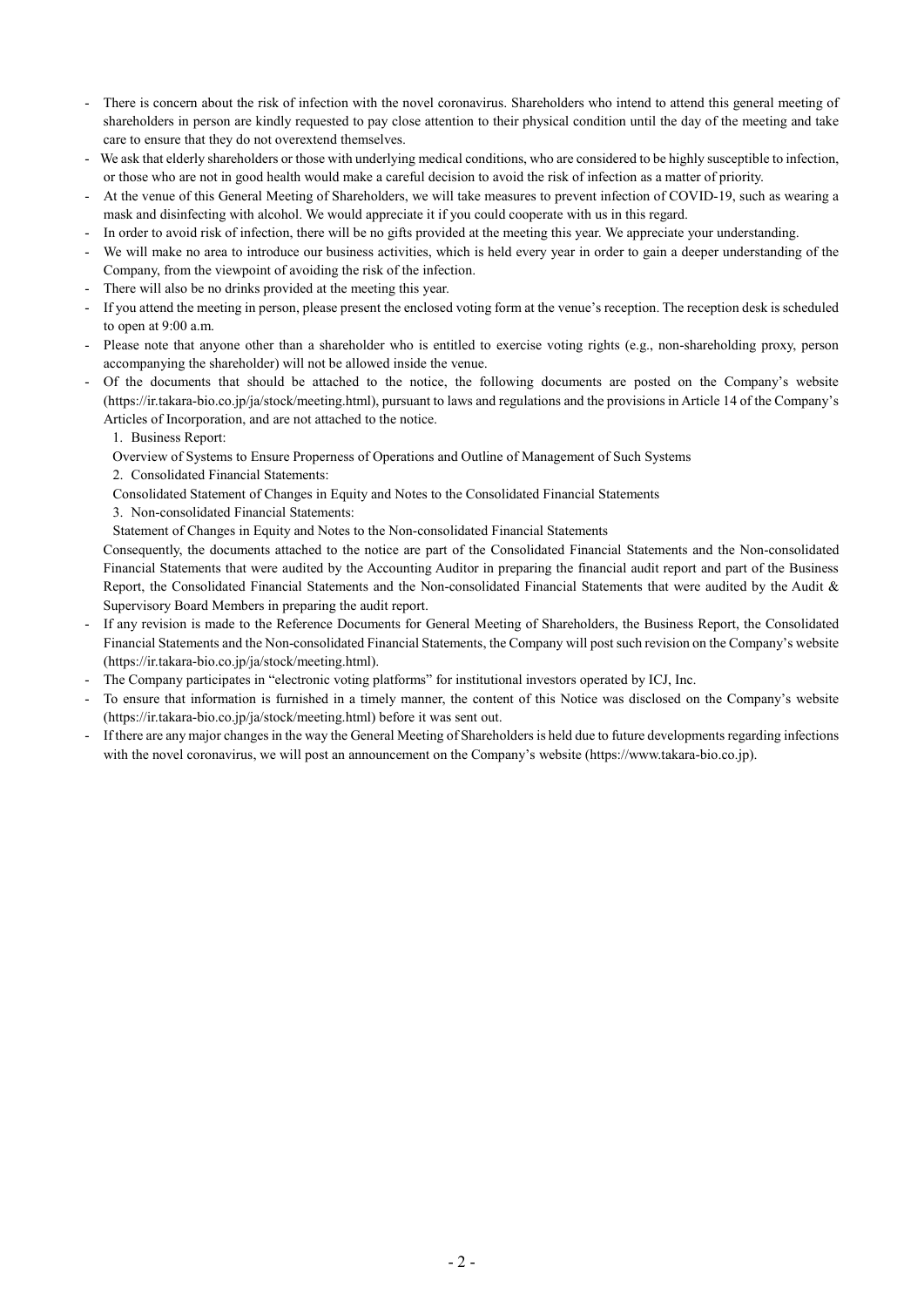- There is concern about the risk of infection with the novel coronavirus. Shareholders who intend to attend this general meeting of shareholders in person are kindly requested to pay close attention to their physical condition until the day of the meeting and take care to ensure that they do not overextend themselves.
- We ask that elderly shareholders or those with underlying medical conditions, who are considered to be highly susceptible to infection, or those who are not in good health would make a careful decision to avoid the risk of infection as a matter of priority.
- At the venue of this General Meeting of Shareholders, we will take measures to prevent infection of COVID-19, such as wearing a mask and disinfecting with alcohol. We would appreciate it if you could cooperate with us in this regard.
- In order to avoid risk of infection, there will be no gifts provided at the meeting this year. We appreciate your understanding.
- We will make no area to introduce our business activities, which is held every year in order to gain a deeper understanding of the Company, from the viewpoint of avoiding the risk of the infection.
- There will also be no drinks provided at the meeting this year.
- If you attend the meeting in person, please present the enclosed voting form at the venue's reception. The reception desk is scheduled to open at 9:00 a.m.
- Please note that anyone other than a shareholder who is entitled to exercise voting rights (e.g., non-shareholding proxy, person accompanying the shareholder) will not be allowed inside the venue.
- Of the documents that should be attached to the notice, the following documents are posted on the Company's website (https://ir.takara-bio.co.jp/ja/stock/meeting.html), pursuant to laws and regulations and the provisions in Article 14 of the Company's Articles of Incorporation, and are not attached to the notice.

  1. Business Report:

  Overview of Systems to Ensure Properness of Operations and Outline of Management of Such Systems

  2. Consolidated Financial Statements:

  Consolidated Statement of Changes in Equity and Notes to the Consolidated Financial Statements

  3. Non-consolidated Financial Statements:

  Statement of Changes in Equity and Notes to the Non-consolidated Financial Statements

  Consequently, the documents attached to the notice are part of the Consolidated Financial Statements and the Non-consolidated Financial Statements that were audited by the Accounting Auditor in preparing the financial audit report and part of the Business Report, the Consolidated Financial Statements and the Non-consolidated Financial Statements that were audited by the Audit & Supervisory Board Members in preparing the audit report.
- If any revision is made to the Reference Documents for General Meeting of Shareholders, the Business Report, the Consolidated Financial Statements and the Non-consolidated Financial Statements, the Company will post such revision on the Company's website (https://ir.takara-bio.co.jp/ja/stock/meeting.html).
- The Company participates in "electronic voting platforms" for institutional investors operated by ICJ, Inc.
- To ensure that information is furnished in a timely manner, the content of this Notice was disclosed on the Company's website (https://ir.takara-bio.co.jp/ja/stock/meeting.html) before it was sent out.
- If there are any major changes in the way the General Meeting of Shareholders is held due to future developments regarding infections with the novel coronavirus, we will post an announcement on the Company's website (https://www.takara-bio.co.jp).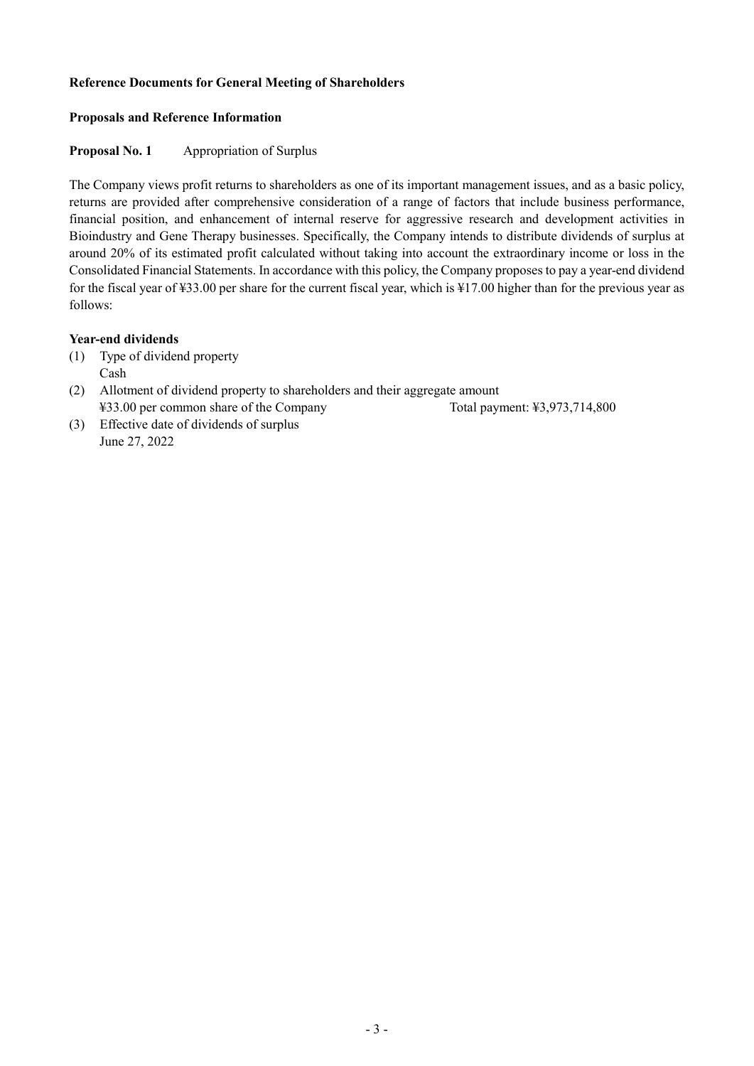## Reference Documents for General Meeting of Shareholders

### Proposals and Reference Information

**Proposal No. 1** Appropriation of Surplus

The Company views profit returns to shareholders as one of its important management issues, and as a basic policy, returns are provided after comprehensive consideration of a range of factors that include business performance, financial position, and enhancement of internal reserve for aggressive research and development activities in Bioindustry and Gene Therapy businesses. Specifically, the Company intends to distribute dividends of surplus at around 20% of its estimated profit calculated without taking into account the extraordinary income or loss in the Consolidated Financial Statements. In accordance with this policy, the Company proposes to pay a year-end dividend for the fiscal year of ¥33.00 per share for the current fiscal year, which is ¥17.00 higher than for the previous year as follows:

**Year-end dividends**

(1) Type of dividend property
Cash

(2) Allotment of dividend property to shareholders and their aggregate amount
¥33.00 per common share of the Company Total payment: ¥3,973,714,800

(3) Effective date of dividends of surplus
June 27, 2022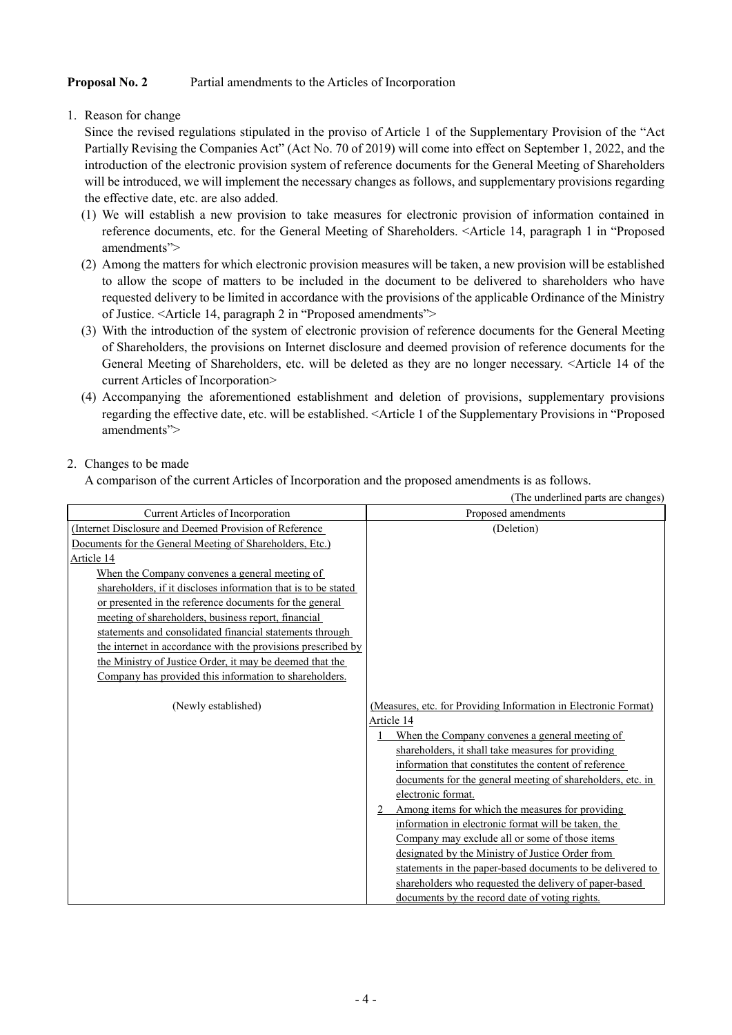**Proposal No. 2** Partial amendments to the Articles of Incorporation

1. Reason for change

   Since the revised regulations stipulated in the proviso of Article 1 of the Supplementary Provision of the "Act Partially Revising the Companies Act" (Act No. 70 of 2019) will come into effect on September 1, 2022, and the introduction of the electronic provision system of reference documents for the General Meeting of Shareholders will be introduced, we will implement the necessary changes as follows, and supplementary provisions regarding the effective date, etc. are also added.

   (1) We will establish a new provision to take measures for electronic provision of information contained in reference documents, etc. for the General Meeting of Shareholders. <Article 14, paragraph 1 in "Proposed amendments">

   (2) Among the matters for which electronic provision measures will be taken, a new provision will be established to allow the scope of matters to be included in the document to be delivered to shareholders who have requested delivery to be limited in accordance with the provisions of the applicable Ordinance of the Ministry of Justice. <Article 14, paragraph 2 in "Proposed amendments">

   (3) With the introduction of the system of electronic provision of reference documents for the General Meeting of Shareholders, the provisions on Internet disclosure and deemed provision of reference documents for the General Meeting of Shareholders, etc. will be deleted as they are no longer necessary. <Article 14 of the current Articles of Incorporation>

   (4) Accompanying the aforementioned establishment and deletion of provisions, supplementary provisions regarding the effective date, etc. will be established. <Article 1 of the Supplementary Provisions in "Proposed amendments">

2. Changes to be made

   A comparison of the current Articles of Incorporation and the proposed amendments is as follows.

(The underlined parts are changes)

| Current Articles of Incorporation | Proposed amendments |
|---|---|
| (Internet Disclosure and Deemed Provision of Reference Documents for the General Meeting of Shareholders, Etc.)<br>Article 14<br>When the Company convenes a general meeting of shareholders, if it discloses information that is to be stated or presented in the reference documents for the general meeting of shareholders, business report, financial statements and consolidated financial statements through the internet in accordance with the provisions prescribed by the Ministry of Justice Order, it may be deemed that the Company has provided this information to shareholders. | (Deletion) |
| (Newly established) | (Measures, etc. for Providing Information in Electronic Format)<br>Article 14<br>1 When the Company convenes a general meeting of shareholders, it shall take measures for providing information that constitutes the content of reference documents for the general meeting of shareholders, etc. in electronic format.<br>2 Among items for which the measures for providing information in electronic format will be taken, the Company may exclude all or some of those items designated by the Ministry of Justice Order from statements in the paper-based documents to be delivered to shareholders who requested the delivery of paper-based documents by the record date of voting rights. |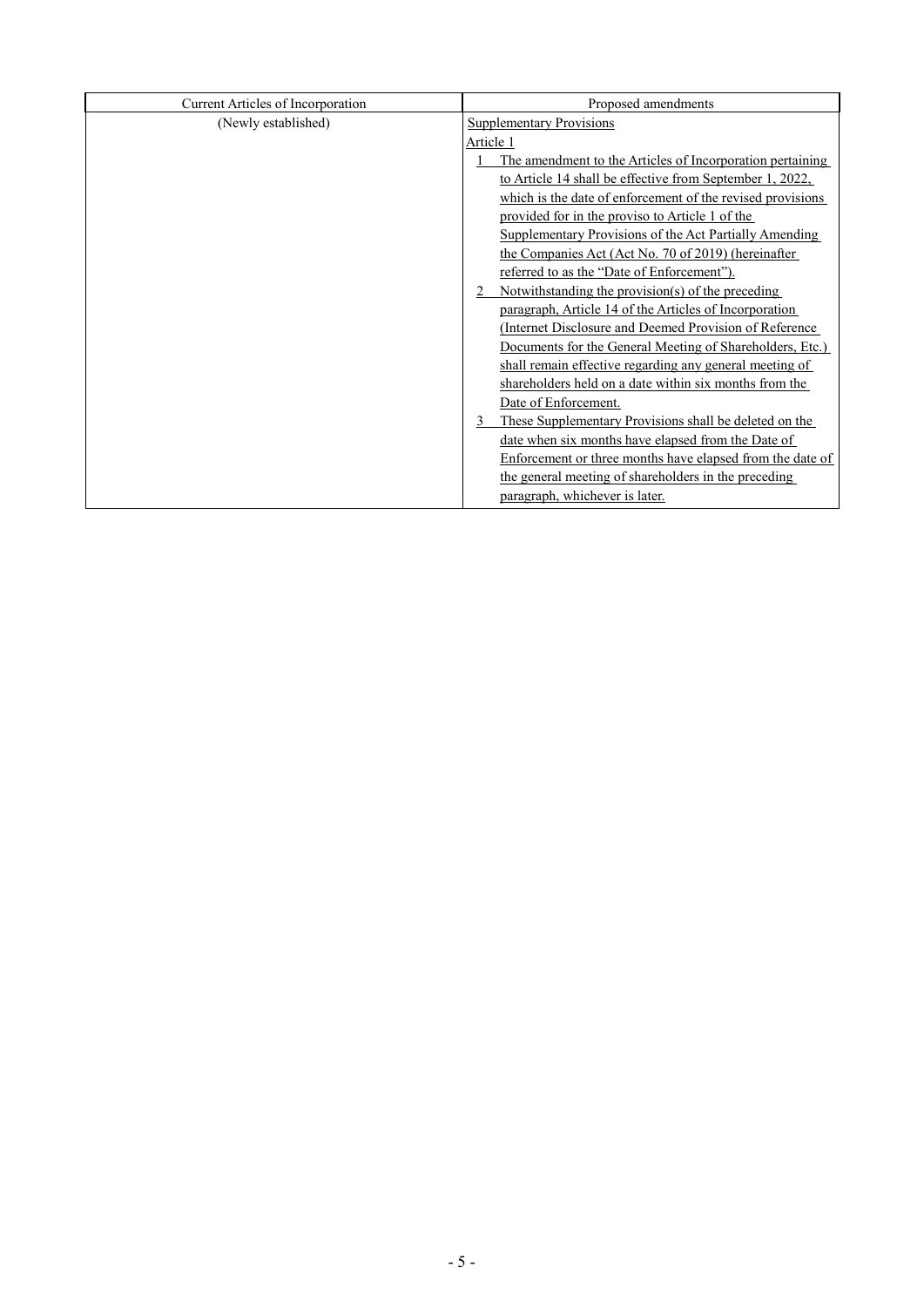| Current Articles of Incorporation | Proposed amendments |
| --- | --- |
| (Newly established) | Supplementary Provisions<br>Article 1<br>1 The amendment to the Articles of Incorporation pertaining to Article 14 shall be effective from September 1, 2022, which is the date of enforcement of the revised provisions provided for in the proviso to Article 1 of the Supplementary Provisions of the Act Partially Amending the Companies Act (Act No. 70 of 2019) (hereinafter referred to as the "Date of Enforcement").<br>2 Notwithstanding the provision(s) of the preceding paragraph, Article 14 of the Articles of Incorporation (Internet Disclosure and Deemed Provision of Reference Documents for the General Meeting of Shareholders, Etc.) shall remain effective regarding any general meeting of shareholders held on a date within six months from the Date of Enforcement.<br>3 These Supplementary Provisions shall be deleted on the date when six months have elapsed from the Date of Enforcement or three months have elapsed from the date of the general meeting of shareholders in the preceding paragraph, whichever is later. |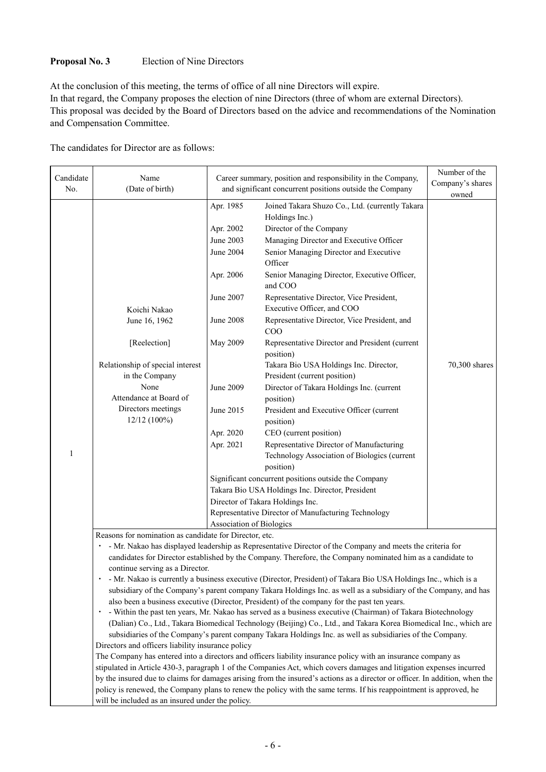**Proposal No. 3** Election of Nine Directors

At the conclusion of this meeting, the terms of office of all nine Directors will expire.
In that regard, the Company proposes the election of nine Directors (three of whom are external Directors).
This proposal was decided by the Board of Directors based on the advice and recommendations of the Nomination and Compensation Committee.

The candidates for Director are as follows:

| Candidate No. | Name (Date of birth) | Career summary, position and responsibility in the Company, and significant concurrent positions outside the Company | | Number of the Company's shares owned |
|---|---|---|---|---|
| 1 | Koichi Nakao<br>June 16, 1962<br><br>[Reelection]<br><br>Relationship of special interest in the Company<br>None<br>Attendance at Board of Directors meetings<br>12/12 (100%) | Apr. 1985 | Joined Takara Shuzo Co., Ltd. (currently Takara Holdings Inc.) | 70,300 shares |
| | | Apr. 2002 | Director of the Company | |
| | | June 2003 | Managing Director and Executive Officer | |
| | | June 2004 | Senior Managing Director and Executive Officer | |
| | | Apr. 2006 | Senior Managing Director, Executive Officer, and COO | |
| | | June 2007 | Representative Director, Vice President, Executive Officer, and COO | |
| | | June 2008 | Representative Director, Vice President, and COO | |
| | | May 2009 | Representative Director and President (current position)<br>Takara Bio USA Holdings Inc. Director, President (current position) | |
| | | June 2009 | Director of Takara Holdings Inc. (current position) | |
| | | June 2015 | President and Executive Officer (current position) | |
| | | Apr. 2020 | CEO (current position) | |
| | | Apr. 2021 | Representative Director of Manufacturing Technology Association of Biologics (current position) | |
| | | Significant concurrent positions outside the Company<br>Takara Bio USA Holdings Inc. Director, President<br>Director of Takara Holdings Inc.<br>Representative Director of Manufacturing Technology Association of Biologics | | |

Reasons for nomination as candidate for Director, etc.

- Mr. Nakao has displayed leadership as Representative Director of the Company and meets the criteria for candidates for Director established by the Company. Therefore, the Company nominated him as a candidate to continue serving as a Director.
- Mr. Nakao is currently a business executive (Director, President) of Takara Bio USA Holdings Inc., which is a subsidiary of the Company's parent company Takara Holdings Inc. as well as a subsidiary of the Company, and has also been a business executive (Director, President) of the company for the past ten years.
- Within the past ten years, Mr. Nakao has served as a business executive (Chairman) of Takara Biotechnology (Dalian) Co., Ltd., Takara Biomedical Technology (Beijing) Co., Ltd., and Takara Korea Biomedical Inc., which are subsidiaries of the Company's parent company Takara Holdings Inc. as well as subsidiaries of the Company.

Directors and officers liability insurance policy

The Company has entered into a directors and officers liability insurance policy with an insurance company as stipulated in Article 430-3, paragraph 1 of the Companies Act, which covers damages and litigation expenses incurred by the insured due to claims for damages arising from the insured's actions as a director or officer. In addition, when the policy is renewed, the Company plans to renew the policy with the same terms. If his reappointment is approved, he will be included as an insured under the policy.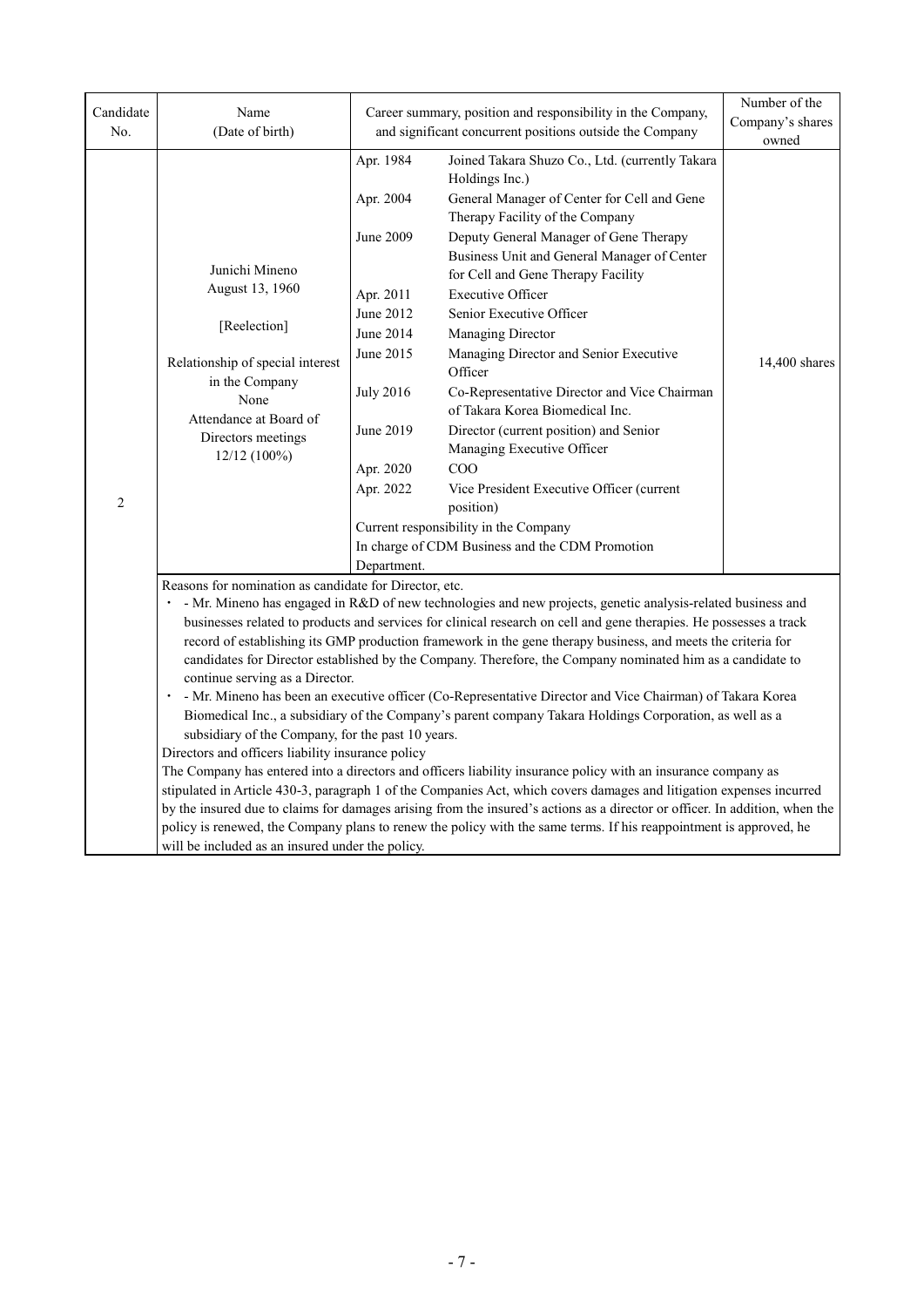| Candidate No. | Name (Date of birth) | Career summary, position and responsibility in the Company, and significant concurrent positions outside the Company | Number of the Company's shares owned |
|---|---|---|---|
| 2 | Junichi Mineno<br>August 13, 1960<br><br>[Reelection]<br><br>Relationship of special interest in the Company<br>None<br>Attendance at Board of Directors meetings<br>12/12 (100%) | Apr. 1984 Joined Takara Shuzo Co., Ltd. (currently Takara Holdings Inc.)<br>Apr. 2004 General Manager of Center for Cell and Gene Therapy Facility of the Company<br>June 2009 Deputy General Manager of Gene Therapy Business Unit and General Manager of Center for Cell and Gene Therapy Facility<br>Apr. 2011 Executive Officer<br>June 2012 Senior Executive Officer<br>June 2014 Managing Director<br>June 2015 Managing Director and Senior Executive Officer<br>July 2016 Co-Representative Director and Vice Chairman of Takara Korea Biomedical Inc.<br>June 2019 Director (current position) and Senior Managing Executive Officer<br>Apr. 2020 COO<br>Apr. 2022 Vice President Executive Officer (current position)<br>Current responsibility in the Company<br>In charge of CDM Business and the CDM Promotion Department. | 14,400 shares |

Reasons for nomination as candidate for Director, etc.

- Mr. Mineno has engaged in R&D of new technologies and new projects, genetic analysis-related business and businesses related to products and services for clinical research on cell and gene therapies. He possesses a track record of establishing its GMP production framework in the gene therapy business, and meets the criteria for candidates for Director established by the Company. Therefore, the Company nominated him as a candidate to continue serving as a Director.
- Mr. Mineno has been an executive officer (Co-Representative Director and Vice Chairman) of Takara Korea Biomedical Inc., a subsidiary of the Company's parent company Takara Holdings Corporation, as well as a subsidiary of the Company, for the past 10 years.

Directors and officers liability insurance policy

The Company has entered into a directors and officers liability insurance policy with an insurance company as stipulated in Article 430-3, paragraph 1 of the Companies Act, which covers damages and litigation expenses incurred by the insured due to claims for damages arising from the insured's actions as a director or officer. In addition, when the policy is renewed, the Company plans to renew the policy with the same terms. If his reappointment is approved, he will be included as an insured under the policy.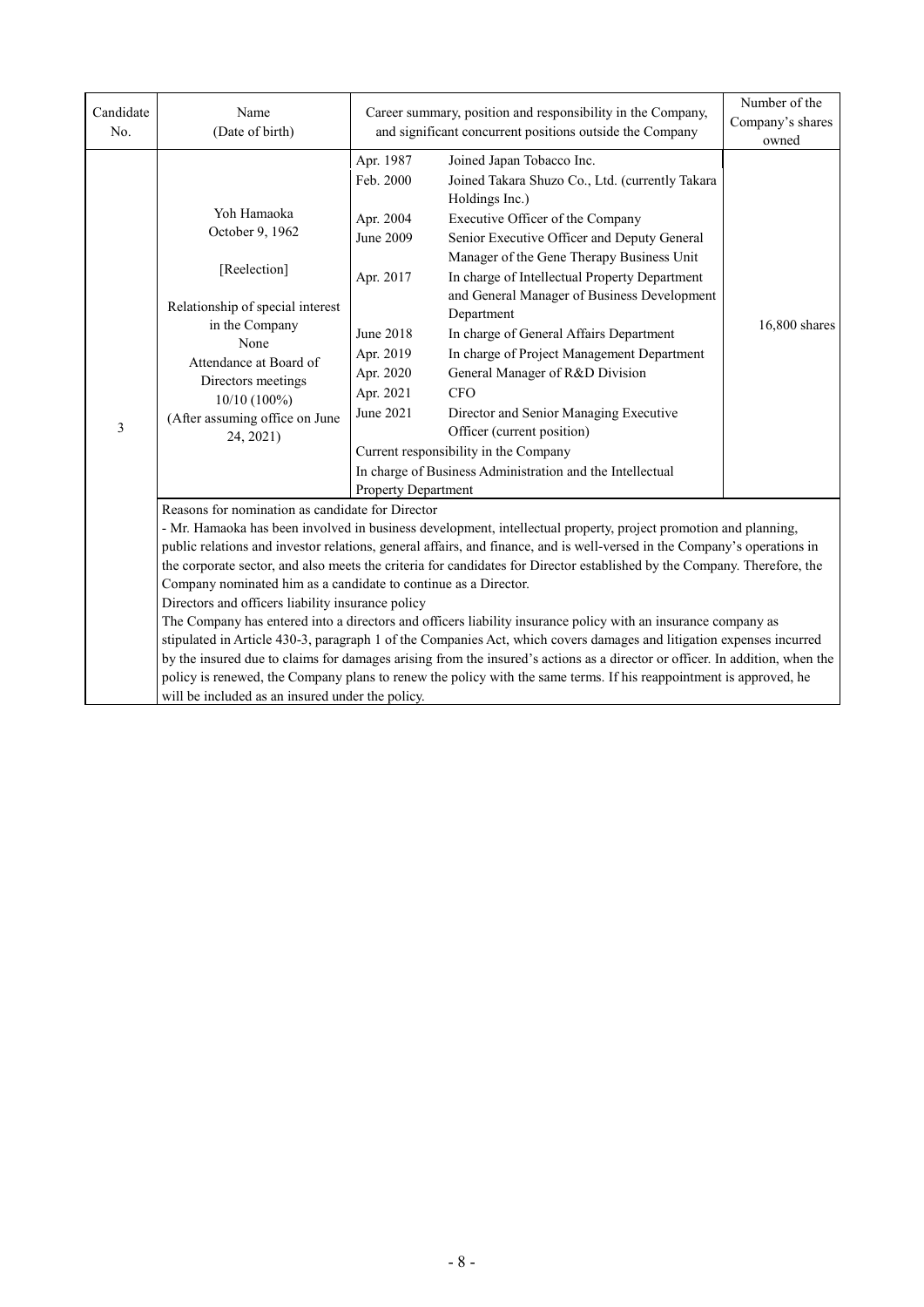| Candidate No. | Name (Date of birth) | Career summary, position and responsibility in the Company, and significant concurrent positions outside the Company | | Number of the Company's shares owned |
|---|---|---|---|---|
| 3 | Yoh Hamaoka<br>October 9, 1962<br><br>[Reelection]<br><br>Relationship of special interest in the Company<br>None<br>Attendance at Board of Directors meetings<br>10/10 (100%)<br>(After assuming office on June 24, 2021) | Apr. 1987 | Joined Japan Tobacco Inc. | 16,800 shares |
| | | Feb. 2000 | Joined Takara Shuzo Co., Ltd. (currently Takara Holdings Inc.) | |
| | | Apr. 2004 | Executive Officer of the Company | |
| | | June 2009 | Senior Executive Officer and Deputy General Manager of the Gene Therapy Business Unit | |
| | | Apr. 2017 | In charge of Intellectual Property Department and General Manager of Business Development Department | |
| | | June 2018 | In charge of General Affairs Department | |
| | | Apr. 2019 | In charge of Project Management Department | |
| | | Apr. 2020 | General Manager of R&D Division | |
| | | Apr. 2021 | CFO | |
| | | June 2021 | Director and Senior Managing Executive Officer (current position) | |
| | | Current responsibility in the Company<br>In charge of Business Administration and the Intellectual Property Department | | |

Reasons for nomination as candidate for Director

- Mr. Hamaoka has been involved in business development, intellectual property, project promotion and planning, public relations and investor relations, general affairs, and finance, and is well-versed in the Company's operations in the corporate sector, and also meets the criteria for candidates for Director established by the Company. Therefore, the Company nominated him as a candidate to continue as a Director.

Directors and officers liability insurance policy

The Company has entered into a directors and officers liability insurance policy with an insurance company as stipulated in Article 430-3, paragraph 1 of the Companies Act, which covers damages and litigation expenses incurred by the insured due to claims for damages arising from the insured's actions as a director or officer. In addition, when the policy is renewed, the Company plans to renew the policy with the same terms. If his reappointment is approved, he will be included as an insured under the policy.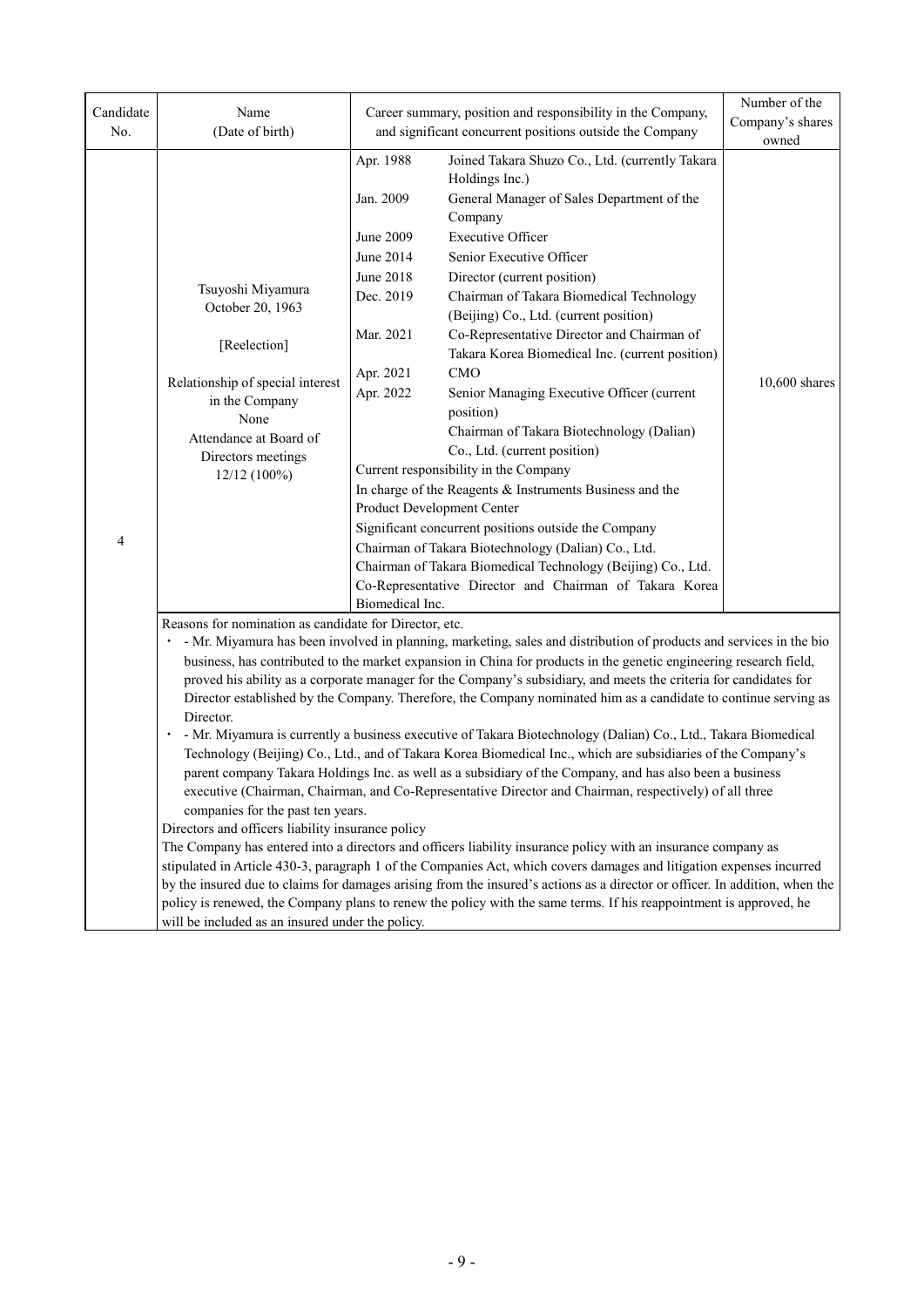| Candidate No. | Name (Date of birth) | Career summary, position and responsibility in the Company, and significant concurrent positions outside the Company | Number of the Company's shares owned |
|---|---|---|---|
| 4 | Tsuyoshi Miyamura<br>October 20, 1963<br><br>[Reelection]<br><br>Relationship of special interest in the Company<br>None<br>Attendance at Board of Directors meetings<br>12/12 (100%) | Apr. 1988 Joined Takara Shuzo Co., Ltd. (currently Takara Holdings Inc.)<br>Jan. 2009 General Manager of Sales Department of the Company<br>June 2009 Executive Officer<br>June 2014 Senior Executive Officer<br>June 2018 Director (current position)<br>Dec. 2019 Chairman of Takara Biomedical Technology (Beijing) Co., Ltd. (current position)<br>Mar. 2021 Co-Representative Director and Chairman of Takara Korea Biomedical Inc. (current position)<br>Apr. 2021 CMO<br>Apr. 2022 Senior Managing Executive Officer (current position)<br>Chairman of Takara Biotechnology (Dalian) Co., Ltd. (current position)<br>Current responsibility in the Company<br>In charge of the Reagents & Instruments Business and the Product Development Center<br>Significant concurrent positions outside the Company<br>Chairman of Takara Biotechnology (Dalian) Co., Ltd.<br>Chairman of Takara Biomedical Technology (Beijing) Co., Ltd.<br>Co-Representative Director and Chairman of Takara Korea Biomedical Inc. | 10,600 shares |

Reasons for nomination as candidate for Director, etc.

- Mr. Miyamura has been involved in planning, marketing, sales and distribution of products and services in the bio business, has contributed to the market expansion in China for products in the genetic engineering research field, proved his ability as a corporate manager for the Company's subsidiary, and meets the criteria for candidates for Director established by the Company. Therefore, the Company nominated him as a candidate to continue serving as Director.
- Mr. Miyamura is currently a business executive of Takara Biotechnology (Dalian) Co., Ltd., Takara Biomedical Technology (Beijing) Co., Ltd., and of Takara Korea Biomedical Inc., which are subsidiaries of the Company's parent company Takara Holdings Inc. as well as a subsidiary of the Company, and has also been a business executive (Chairman, Chairman, and Co-Representative Director and Chairman, respectively) of all three companies for the past ten years.

Directors and officers liability insurance policy

The Company has entered into a directors and officers liability insurance policy with an insurance company as stipulated in Article 430-3, paragraph 1 of the Companies Act, which covers damages and litigation expenses incurred by the insured due to claims for damages arising from the insured's actions as a director or officer. In addition, when the policy is renewed, the Company plans to renew the policy with the same terms. If his reappointment is approved, he will be included as an insured under the policy.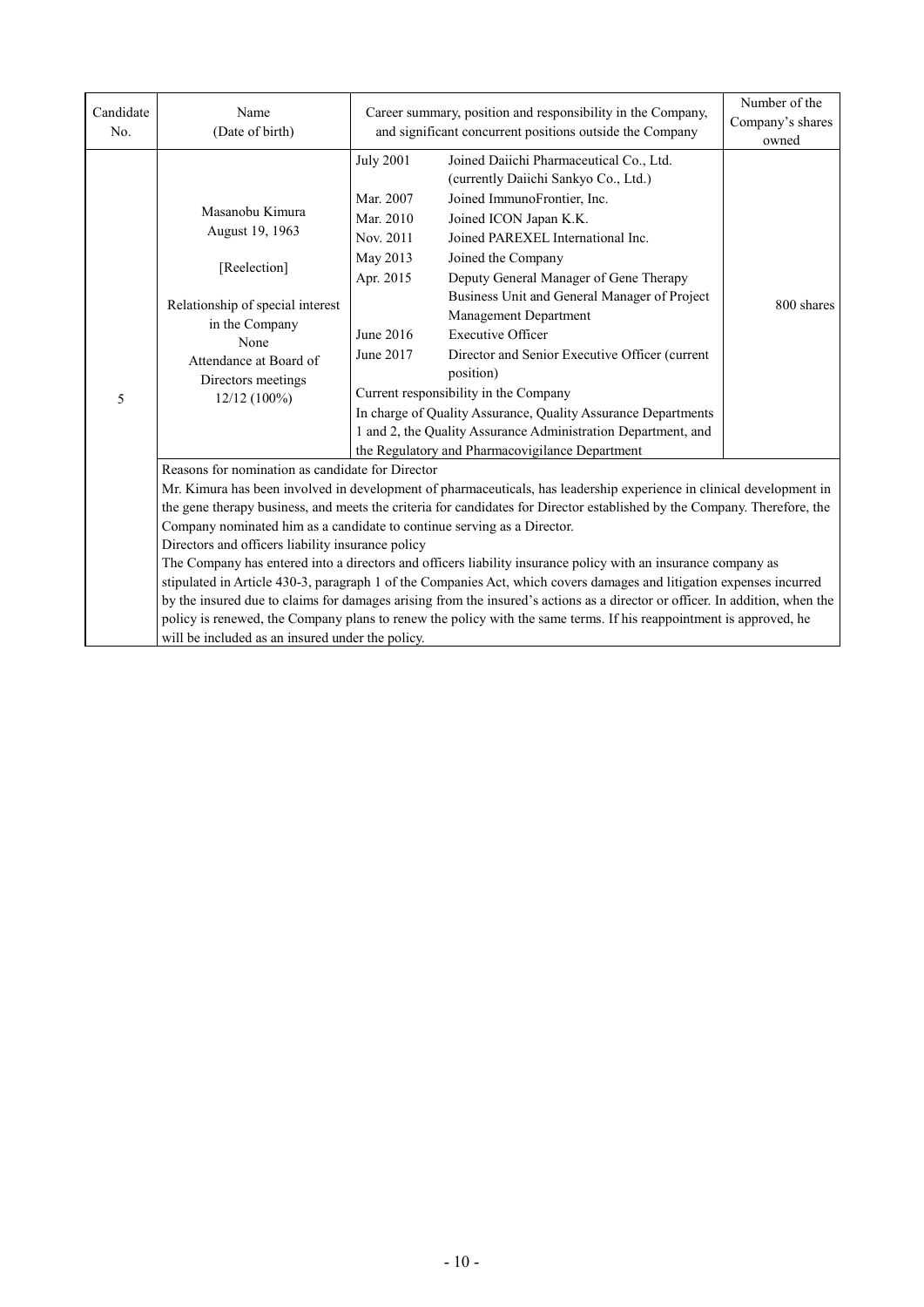| Candidate No. | Name (Date of birth) | Career summary, position and responsibility in the Company, and significant concurrent positions outside the Company | | Number of the Company's shares owned |
|---|---|---|---|---|
| 5 | Masanobu Kimura<br>August 19, 1963<br><br>[Reelection]<br><br>Relationship of special interest in the Company<br>None<br>Attendance at Board of Directors meetings<br>12/12 (100%) | July 2001 | Joined Daiichi Pharmaceutical Co., Ltd. (currently Daiichi Sankyo Co., Ltd.) | 800 shares |
| | | Mar. 2007 | Joined ImmunoFrontier, Inc. | |
| | | Mar. 2010 | Joined ICON Japan K.K. | |
| | | Nov. 2011 | Joined PAREXEL International Inc. | |
| | | May 2013 | Joined the Company | |
| | | Apr. 2015 | Deputy General Manager of Gene Therapy Business Unit and General Manager of Project Management Department | |
| | | June 2016 | Executive Officer | |
| | | June 2017 | Director and Senior Executive Officer (current position) | |
| | | Current responsibility in the Company<br>In charge of Quality Assurance, Quality Assurance Departments 1 and 2, the Quality Assurance Administration Department, and the Regulatory and Pharmacovigilance Department | | |

Reasons for nomination as candidate for Director

Mr. Kimura has been involved in development of pharmaceuticals, has leadership experience in clinical development in the gene therapy business, and meets the criteria for candidates for Director established by the Company. Therefore, the Company nominated him as a candidate to continue serving as a Director.

Directors and officers liability insurance policy

The Company has entered into a directors and officers liability insurance policy with an insurance company as stipulated in Article 430-3, paragraph 1 of the Companies Act, which covers damages and litigation expenses incurred by the insured due to claims for damages arising from the insured's actions as a director or officer. In addition, when the policy is renewed, the Company plans to renew the policy with the same terms. If his reappointment is approved, he will be included as an insured under the policy.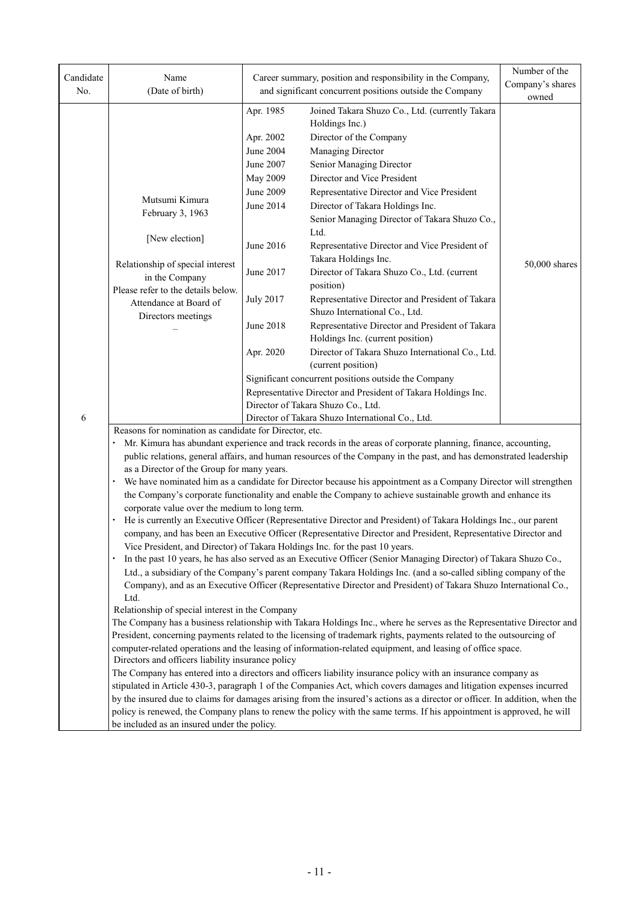| Candidate No. | Name (Date of birth) | Career summary, position and responsibility in the Company, and significant concurrent positions outside the Company | | Number of the Company's shares owned |
|---|---|---|---|---|
| 6 | Mutsumi Kimura<br>February 3, 1963<br><br>[New election]<br><br>Relationship of special interest in the Company<br>Please refer to the details below.<br>Attendance at Board of Directors meetings<br>– | Apr. 1985 | Joined Takara Shuzo Co., Ltd. (currently Takara Holdings Inc.) | 50,000 shares |
| | | Apr. 2002 | Director of the Company | |
| | | June 2004 | Managing Director | |
| | | June 2007 | Senior Managing Director | |
| | | May 2009 | Director and Vice President | |
| | | June 2009 | Representative Director and Vice President | |
| | | June 2014 | Director of Takara Holdings Inc.<br>Senior Managing Director of Takara Shuzo Co., Ltd. | |
| | | June 2016 | Representative Director and Vice President of Takara Holdings Inc. | |
| | | June 2017 | Director of Takara Shuzo Co., Ltd. (current position) | |
| | | July 2017 | Representative Director and President of Takara Shuzo International Co., Ltd. | |
| | | June 2018 | Representative Director and President of Takara Holdings Inc. (current position) | |
| | | Apr. 2020 | Director of Takara Shuzo International Co., Ltd. (current position) | |
| | | Significant concurrent positions outside the Company<br>Representative Director and President of Takara Holdings Inc.<br>Director of Takara Shuzo Co., Ltd.<br>Director of Takara Shuzo International Co., Ltd. | | |

Reasons for nomination as candidate for Director, etc.

- Mr. Kimura has abundant experience and track records in the areas of corporate planning, finance, accounting, public relations, general affairs, and human resources of the Company in the past, and has demonstrated leadership as a Director of the Group for many years.
- We have nominated him as a candidate for Director because his appointment as a Company Director will strengthen the Company's corporate functionality and enable the Company to achieve sustainable growth and enhance its corporate value over the medium to long term.
- He is currently an Executive Officer (Representative Director and President) of Takara Holdings Inc., our parent company, and has been an Executive Officer (Representative Director and President, Representative Director and Vice President, and Director) of Takara Holdings Inc. for the past 10 years.
- In the past 10 years, he has also served as an Executive Officer (Senior Managing Director) of Takara Shuzo Co., Ltd., a subsidiary of the Company's parent company Takara Holdings Inc. (and a so-called sibling company of the Company), and as an Executive Officer (Representative Director and President) of Takara Shuzo International Co., Ltd.

Relationship of special interest in the Company

The Company has a business relationship with Takara Holdings Inc., where he serves as the Representative Director and President, concerning payments related to the licensing of trademark rights, payments related to the outsourcing of computer-related operations and the leasing of information-related equipment, and leasing of office space.

Directors and officers liability insurance policy

The Company has entered into a directors and officers liability insurance policy with an insurance company as stipulated in Article 430-3, paragraph 1 of the Companies Act, which covers damages and litigation expenses incurred by the insured due to claims for damages arising from the insured's actions as a director or officer. In addition, when the policy is renewed, the Company plans to renew the policy with the same terms. If his appointment is approved, he will be included as an insured under the policy.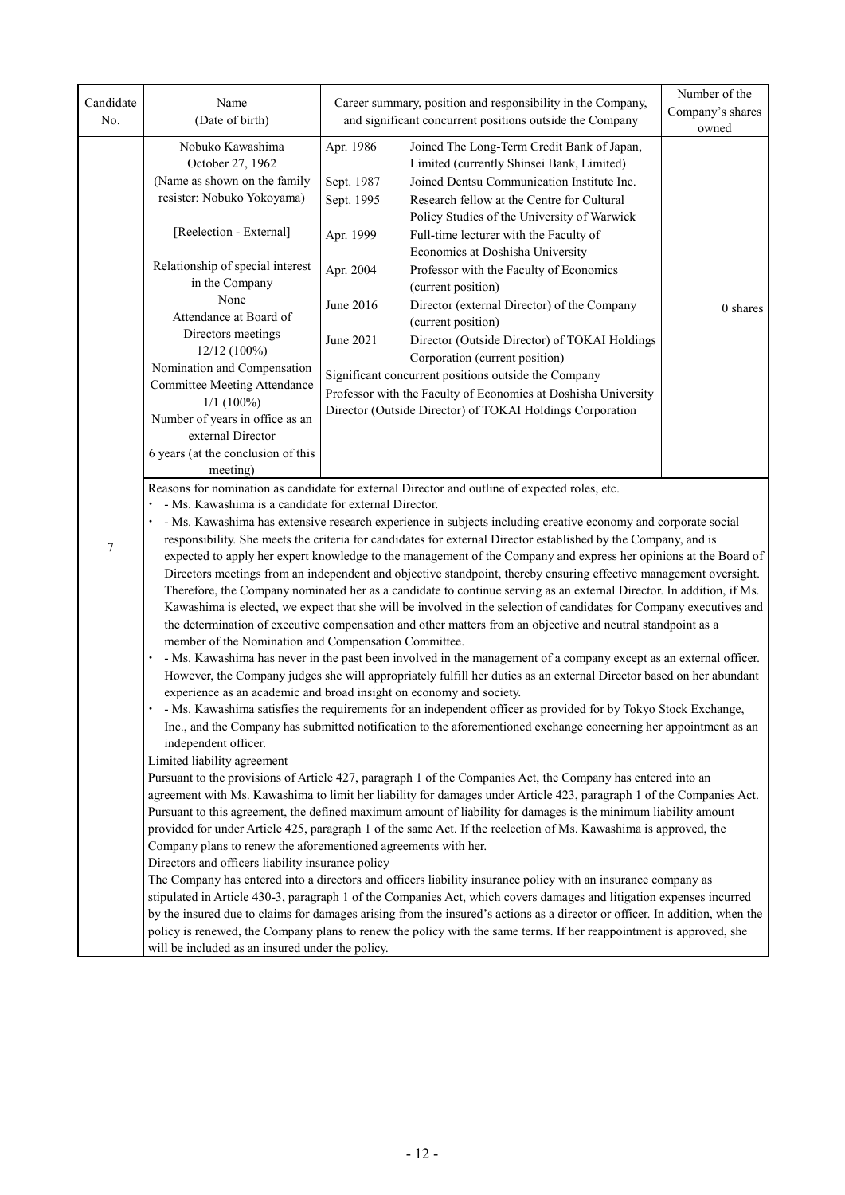| Candidate No. | Name (Date of birth) | Career summary, position and responsibility in the Company, and significant concurrent positions outside the Company | Number of the Company's shares owned |
|---|---|---|---|
| 7 | Nobuko Kawashima<br>October 27, 1962<br>(Name as shown on the family resister: Nobuko Yokoyama)<br><br>[Reelection - External]<br><br>Relationship of special interest in the Company<br>None<br>Attendance at Board of Directors meetings<br>12/12 (100%)<br>Nomination and Compensation Committee Meeting Attendance<br>1/1 (100%)<br>Number of years in office as an external Director<br>6 years (at the conclusion of this meeting) | Apr. 1986 Joined The Long-Term Credit Bank of Japan, Limited (currently Shinsei Bank, Limited)<br>Sept. 1987 Joined Dentsu Communication Institute Inc.<br>Sept. 1995 Research fellow at the Centre for Cultural Policy Studies of the University of Warwick<br>Apr. 1999 Full-time lecturer with the Faculty of Economics at Doshisha University<br>Apr. 2004 Professor with the Faculty of Economics (current position)<br>June 2016 Director (external Director) of the Company (current position)<br>June 2021 Director (Outside Director) of TOKAI Holdings Corporation (current position)<br>Significant concurrent positions outside the Company<br>Professor with the Faculty of Economics at Doshisha University<br>Director (Outside Director) of TOKAI Holdings Corporation | 0 shares |

Reasons for nomination as candidate for external Director and outline of expected roles, etc.

- - Ms. Kawashima is a candidate for external Director.
- - Ms. Kawashima has extensive research experience in subjects including creative economy and corporate social responsibility. She meets the criteria for candidates for external Director established by the Company, and is expected to apply her expert knowledge to the management of the Company and express her opinions at the Board of Directors meetings from an independent and objective standpoint, thereby ensuring effective management oversight. Therefore, the Company nominated her as a candidate to continue serving as an external Director. In addition, if Ms. Kawashima is elected, we expect that she will be involved in the selection of candidates for Company executives and the determination of executive compensation and other matters from an objective and neutral standpoint as a member of the Nomination and Compensation Committee.
- - Ms. Kawashima has never in the past been involved in the management of a company except as an external officer. However, the Company judges she will appropriately fulfill her duties as an external Director based on her abundant experience as an academic and broad insight on economy and society.
- - Ms. Kawashima satisfies the requirements for an independent officer as provided for by Tokyo Stock Exchange, Inc., and the Company has submitted notification to the aforementioned exchange concerning her appointment as an independent officer.

Limited liability agreement

Pursuant to the provisions of Article 427, paragraph 1 of the Companies Act, the Company has entered into an agreement with Ms. Kawashima to limit her liability for damages under Article 423, paragraph 1 of the Companies Act. Pursuant to this agreement, the defined maximum amount of liability for damages is the minimum liability amount provided for under Article 425, paragraph 1 of the same Act. If the reelection of Ms. Kawashima is approved, the Company plans to renew the aforementioned agreements with her.

Directors and officers liability insurance policy

The Company has entered into a directors and officers liability insurance policy with an insurance company as stipulated in Article 430-3, paragraph 1 of the Companies Act, which covers damages and litigation expenses incurred by the insured due to claims for damages arising from the insured's actions as a director or officer. In addition, when the policy is renewed, the Company plans to renew the policy with the same terms. If her reappointment is approved, she will be included as an insured under the policy.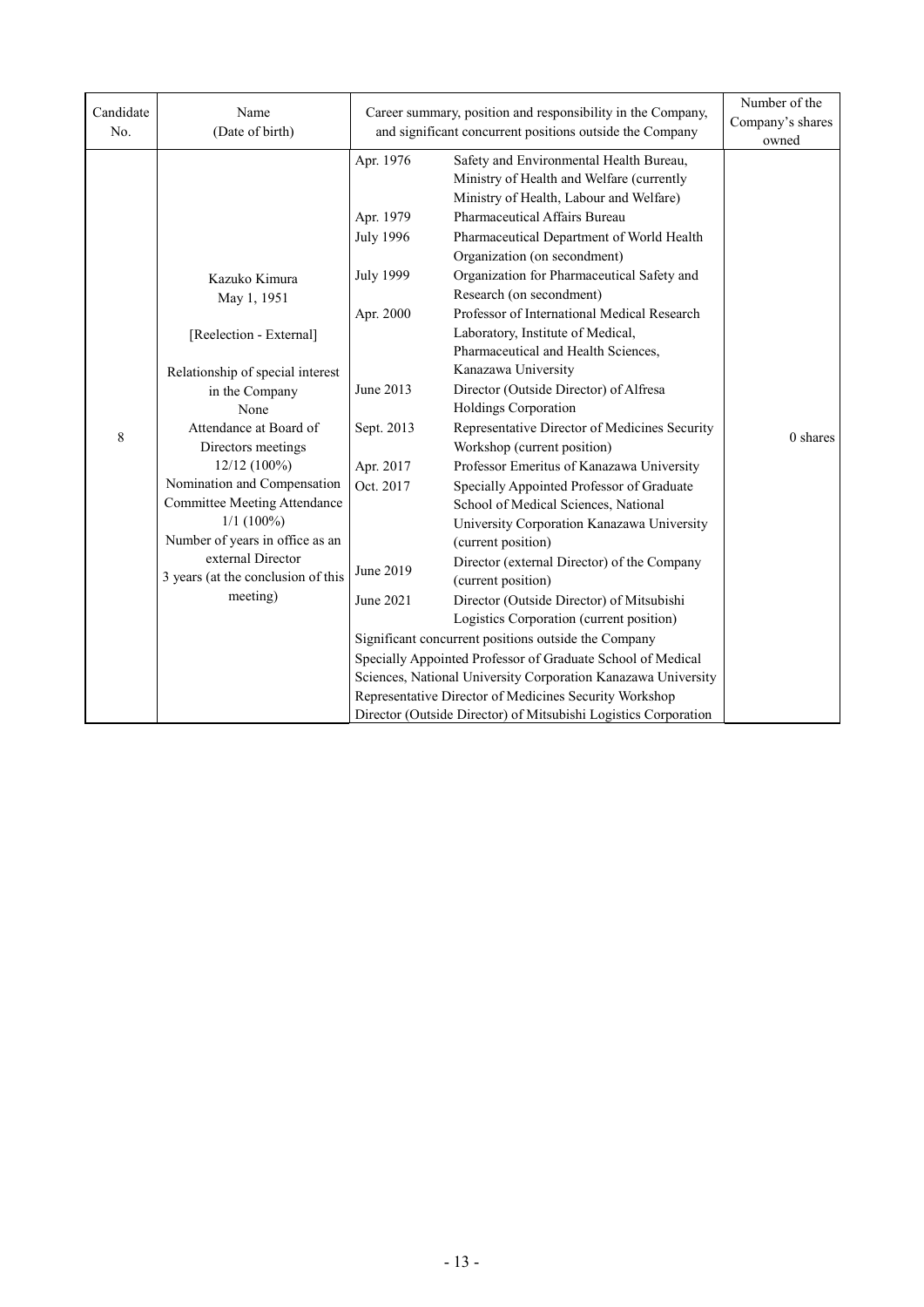| Candidate No. | Name (Date of birth) | Career summary, position and responsibility in the Company, and significant concurrent positions outside the Company | | Number of the Company's shares owned |
|---|---|---|---|---|
| 8 | Kazuko Kimura<br>May 1, 1951<br><br>[Reelection - External]<br><br>Relationship of special interest in the Company<br>None<br>Attendance at Board of Directors meetings<br>12/12 (100%)<br>Nomination and Compensation Committee Meeting Attendance<br>1/1 (100%)<br>Number of years in office as an external Director<br>3 years (at the conclusion of this meeting) | Apr. 1976 | Safety and Environmental Health Bureau, Ministry of Health and Welfare (currently Ministry of Health, Labour and Welfare) | 0 shares |
| | | Apr. 1979 | Pharmaceutical Affairs Bureau | |
| | | July 1996 | Pharmaceutical Department of World Health Organization (on secondment) | |
| | | July 1999 | Organization for Pharmaceutical Safety and Research (on secondment) | |
| | | Apr. 2000 | Professor of International Medical Research Laboratory, Institute of Medical, Pharmaceutical and Health Sciences, Kanazawa University | |
| | | June 2013 | Director (Outside Director) of Alfresa Holdings Corporation | |
| | | Sept. 2013 | Representative Director of Medicines Security Workshop (current position) | |
| | | Apr. 2017 | Professor Emeritus of Kanazawa University | |
| | | Oct. 2017 | Specially Appointed Professor of Graduate School of Medical Sciences, National University Corporation Kanazawa University (current position) | |
| | | June 2019 | Director (external Director) of the Company (current position) | |
| | | June 2021 | Director (Outside Director) of Mitsubishi Logistics Corporation (current position) | |
| | | Significant concurrent positions outside the Company<br>Specially Appointed Professor of Graduate School of Medical Sciences, National University Corporation Kanazawa University<br>Representative Director of Medicines Security Workshop<br>Director (Outside Director) of Mitsubishi Logistics Corporation | | |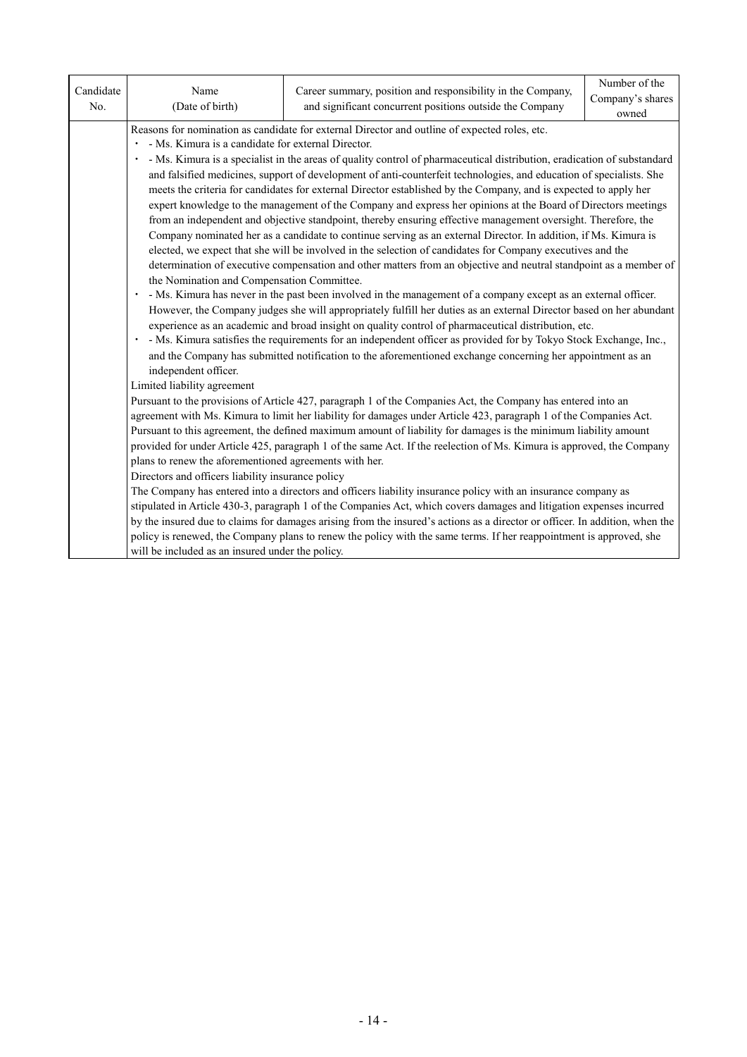| Candidate No. | Name (Date of birth) | Career summary, position and responsibility in the Company, and significant concurrent positions outside the Company | Number of the Company's shares owned |
|---|---|---|---|

Reasons for nomination as candidate for external Director and outline of expected roles, etc.

- - Ms. Kimura is a candidate for external Director.
- - Ms. Kimura is a specialist in the areas of quality control of pharmaceutical distribution, eradication of substandard and falsified medicines, support of development of anti-counterfeit technologies, and education of specialists. She meets the criteria for candidates for external Director established by the Company, and is expected to apply her expert knowledge to the management of the Company and express her opinions at the Board of Directors meetings from an independent and objective standpoint, thereby ensuring effective management oversight. Therefore, the Company nominated her as a candidate to continue serving as an external Director. In addition, if Ms. Kimura is elected, we expect that she will be involved in the selection of candidates for Company executives and the determination of executive compensation and other matters from an objective and neutral standpoint as a member of the Nomination and Compensation Committee.
- - Ms. Kimura has never in the past been involved in the management of a company except as an external officer. However, the Company judges she will appropriately fulfill her duties as an external Director based on her abundant experience as an academic and broad insight on quality control of pharmaceutical distribution, etc.
- - Ms. Kimura satisfies the requirements for an independent officer as provided for by Tokyo Stock Exchange, Inc., and the Company has submitted notification to the aforementioned exchange concerning her appointment as an independent officer.

Limited liability agreement

Pursuant to the provisions of Article 427, paragraph 1 of the Companies Act, the Company has entered into an agreement with Ms. Kimura to limit her liability for damages under Article 423, paragraph 1 of the Companies Act. Pursuant to this agreement, the defined maximum amount of liability for damages is the minimum liability amount provided for under Article 425, paragraph 1 of the same Act. If the reelection of Ms. Kimura is approved, the Company plans to renew the aforementioned agreements with her.

Directors and officers liability insurance policy

The Company has entered into a directors and officers liability insurance policy with an insurance company as stipulated in Article 430-3, paragraph 1 of the Companies Act, which covers damages and litigation expenses incurred by the insured due to claims for damages arising from the insured's actions as a director or officer. In addition, when the policy is renewed, the Company plans to renew the policy with the same terms. If her reappointment is approved, she will be included as an insured under the policy.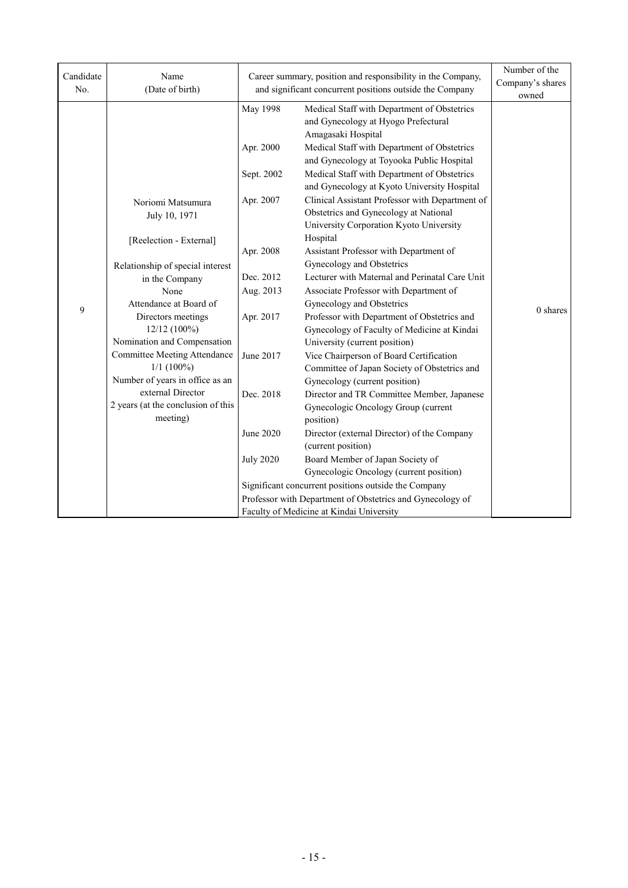| Candidate No. | Name (Date of birth) | Career summary, position and responsibility in the Company, and significant concurrent positions outside the Company | | Number of the Company's shares owned |
|---|---|---|---|---|
| 9 | Noriomi Matsumura<br>July 10, 1971<br><br>[Reelection - External]<br><br>Relationship of special interest in the Company<br>None<br>Attendance at Board of Directors meetings<br>12/12 (100%)<br>Nomination and Compensation Committee Meeting Attendance<br>1/1 (100%)<br>Number of years in office as an external Director<br>2 years (at the conclusion of this meeting) | May 1998 | Medical Staff with Department of Obstetrics and Gynecology at Hyogo Prefectural Amagasaki Hospital | 0 shares |
| | | Apr. 2000 | Medical Staff with Department of Obstetrics and Gynecology at Toyooka Public Hospital | |
| | | Sept. 2002 | Medical Staff with Department of Obstetrics and Gynecology at Kyoto University Hospital | |
| | | Apr. 2007 | Clinical Assistant Professor with Department of Obstetrics and Gynecology at National University Corporation Kyoto University Hospital | |
| | | Apr. 2008 | Assistant Professor with Department of Gynecology and Obstetrics | |
| | | Dec. 2012 | Lecturer with Maternal and Perinatal Care Unit | |
| | | Aug. 2013 | Associate Professor with Department of Gynecology and Obstetrics | |
| | | Apr. 2017 | Professor with Department of Obstetrics and Gynecology of Faculty of Medicine at Kindai University (current position) | |
| | | June 2017 | Vice Chairperson of Board Certification Committee of Japan Society of Obstetrics and Gynecology (current position) | |
| | | Dec. 2018 | Director and TR Committee Member, Japanese Gynecologic Oncology Group (current position) | |
| | | June 2020 | Director (external Director) of the Company (current position) | |
| | | July 2020 | Board Member of Japan Society of Gynecologic Oncology (current position) | |
| | | Significant concurrent positions outside the Company<br>Professor with Department of Obstetrics and Gynecology of Faculty of Medicine at Kindai University | | |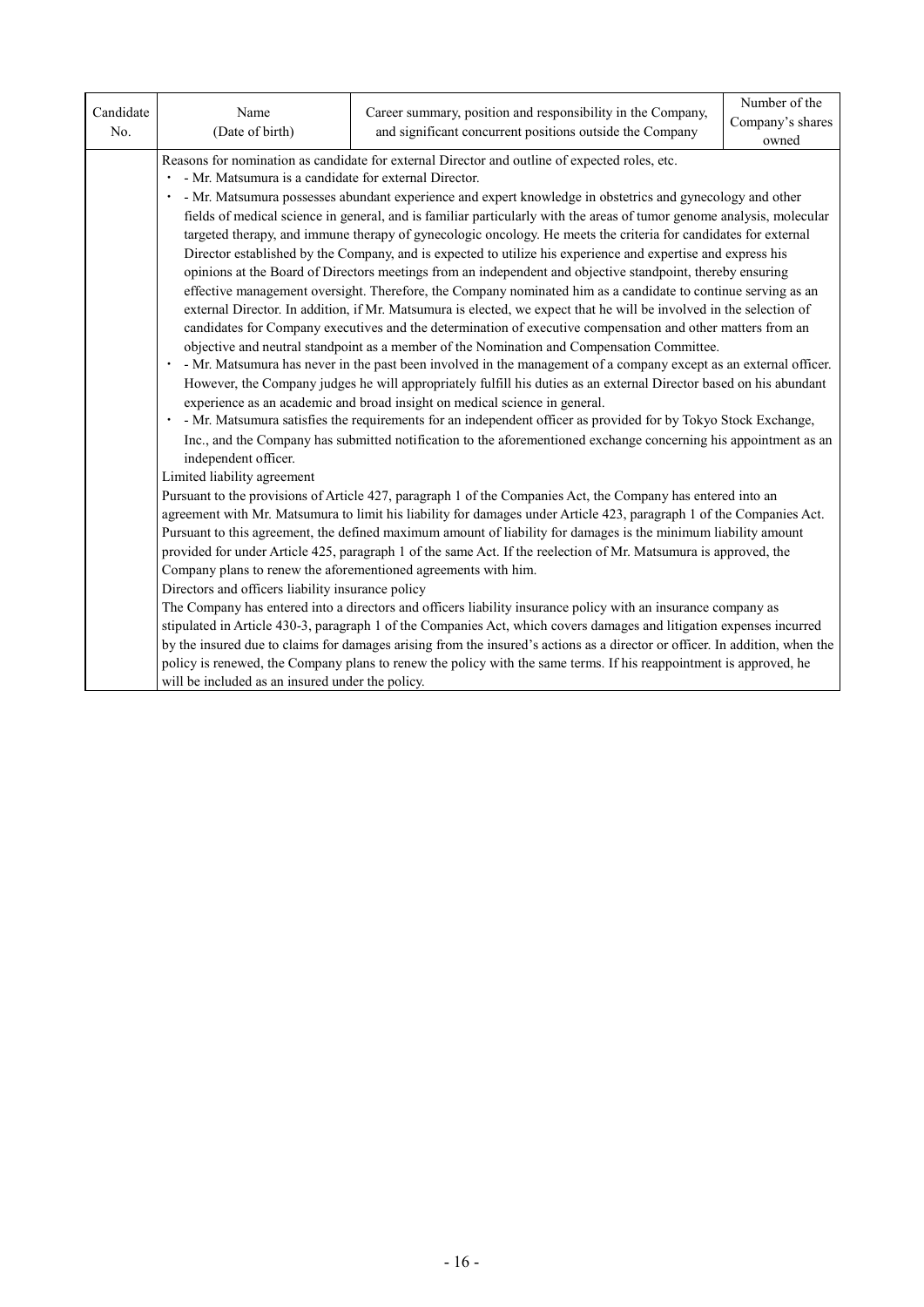| Candidate No. | Name (Date of birth) | Career summary, position and responsibility in the Company, and significant concurrent positions outside the Company | Number of the Company's shares owned |
|---|---|---|---|
| | Reasons for nomination as candidate for external Director and outline of expected roles, etc.<br>・ - Mr. Matsumura is a candidate for external Director.<br>・ - Mr. Matsumura possesses abundant experience and expert knowledge in obstetrics and gynecology and other fields of medical science in general, and is familiar particularly with the areas of tumor genome analysis, molecular targeted therapy, and immune therapy of gynecologic oncology. He meets the criteria for candidates for external Director established by the Company, and is expected to utilize his experience and expertise and express his opinions at the Board of Directors meetings from an independent and objective standpoint, thereby ensuring effective management oversight. Therefore, the Company nominated him as a candidate to continue serving as an external Director. In addition, if Mr. Matsumura is elected, we expect that he will be involved in the selection of candidates for Company executives and the determination of executive compensation and other matters from an objective and neutral standpoint as a member of the Nomination and Compensation Committee.<br>・ - Mr. Matsumura has never in the past been involved in the management of a company except as an external officer. However, the Company judges he will appropriately fulfill his duties as an external Director based on his abundant experience as an academic and broad insight on medical science in general.<br>・ - Mr. Matsumura satisfies the requirements for an independent officer as provided for by Tokyo Stock Exchange, Inc., and the Company has submitted notification to the aforementioned exchange concerning his appointment as an independent officer.<br>Limited liability agreement<br>Pursuant to the provisions of Article 427, paragraph 1 of the Companies Act, the Company has entered into an agreement with Mr. Matsumura to limit his liability for damages under Article 423, paragraph 1 of the Companies Act. Pursuant to this agreement, the defined maximum amount of liability for damages is the minimum liability amount provided for under Article 425, paragraph 1 of the same Act. If the reelection of Mr. Matsumura is approved, the Company plans to renew the aforementioned agreements with him.<br>Directors and officers liability insurance policy<br>The Company has entered into a directors and officers liability insurance policy with an insurance company as stipulated in Article 430-3, paragraph 1 of the Companies Act, which covers damages and litigation expenses incurred by the insured due to claims for damages arising from the insured's actions as a director or officer. In addition, when the policy is renewed, the Company plans to renew the policy with the same terms. If his reappointment is approved, he will be included as an insured under the policy. | | |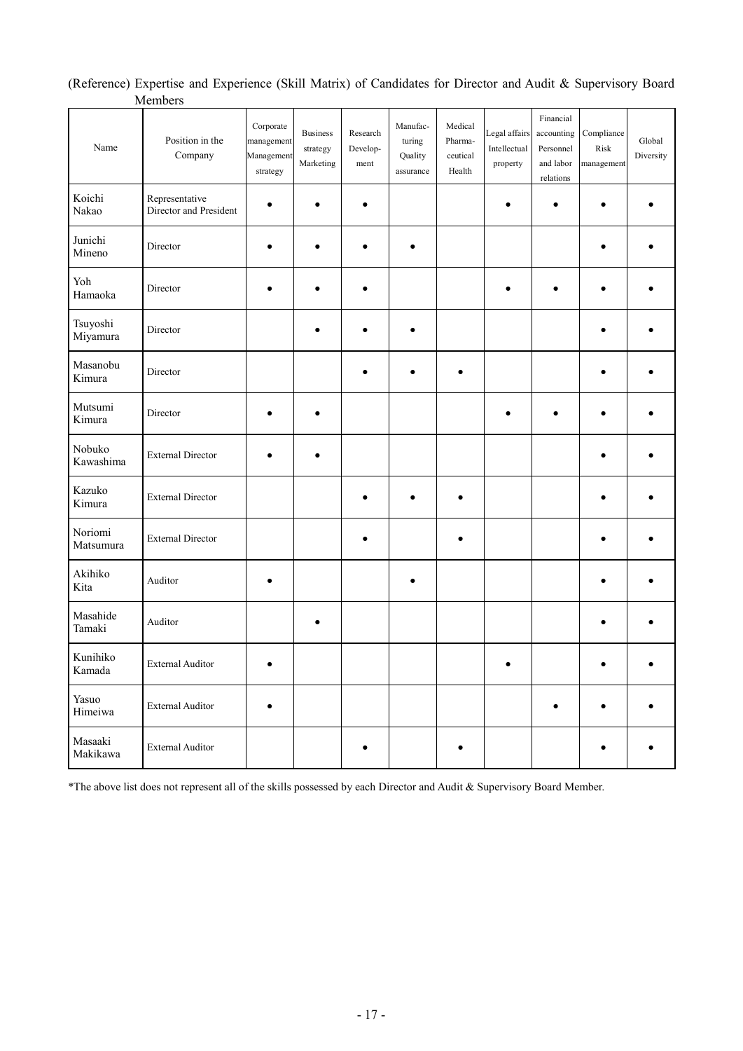(Reference) Expertise and Experience (Skill Matrix) of Candidates for Director and Audit & Supervisory Board Members

| Name | Position in the Company | Corporate management Management strategy | Business strategy Marketing | Research Develop-ment | Manufac-turing Quality assurance | Medical Pharma-ceutical Health | Legal affairs Intellectual property | Financial accounting Personnel and labor relations | Compliance Risk management | Global Diversity |
|---|---|---|---|---|---|---|---|---|---|---|
| Koichi Nakao | Representative Director and President | ● | ● | ● | | | ● | ● | ● | ● |
| Junichi Mineno | Director | ● | ● | ● | ● | | | | ● | ● |
| Yoh Hamaoka | Director | ● | ● | ● | | | ● | ● | ● | ● |
| Tsuyoshi Miyamura | Director | | ● | ● | ● | | | | ● | ● |
| Masanobu Kimura | Director | | | ● | ● | ● | | | ● | ● |
| Mutsumi Kimura | Director | ● | ● | | | | ● | ● | ● | ● |
| Nobuko Kawashima | External Director | ● | ● | | | | | | ● | ● |
| Kazuko Kimura | External Director | | | ● | ● | ● | | | ● | ● |
| Noriomi Matsumura | External Director | | | ● | | ● | | | ● | ● |
| Akihiko Kita | Auditor | ● | | | ● | | | | ● | ● |
| Masahide Tamaki | Auditor | | ● | | | | | | ● | ● |
| Kunihiko Kamada | External Auditor | ● | | | | | ● | | ● | ● |
| Yasuo Himeiwa | External Auditor | ● | | | | | | ● | ● | ● |
| Masaaki Makikawa | External Auditor | | | ● | | ● | | | ● | ● |

*The above list does not represent all of the skills possessed by each Director and Audit & Supervisory Board Member.